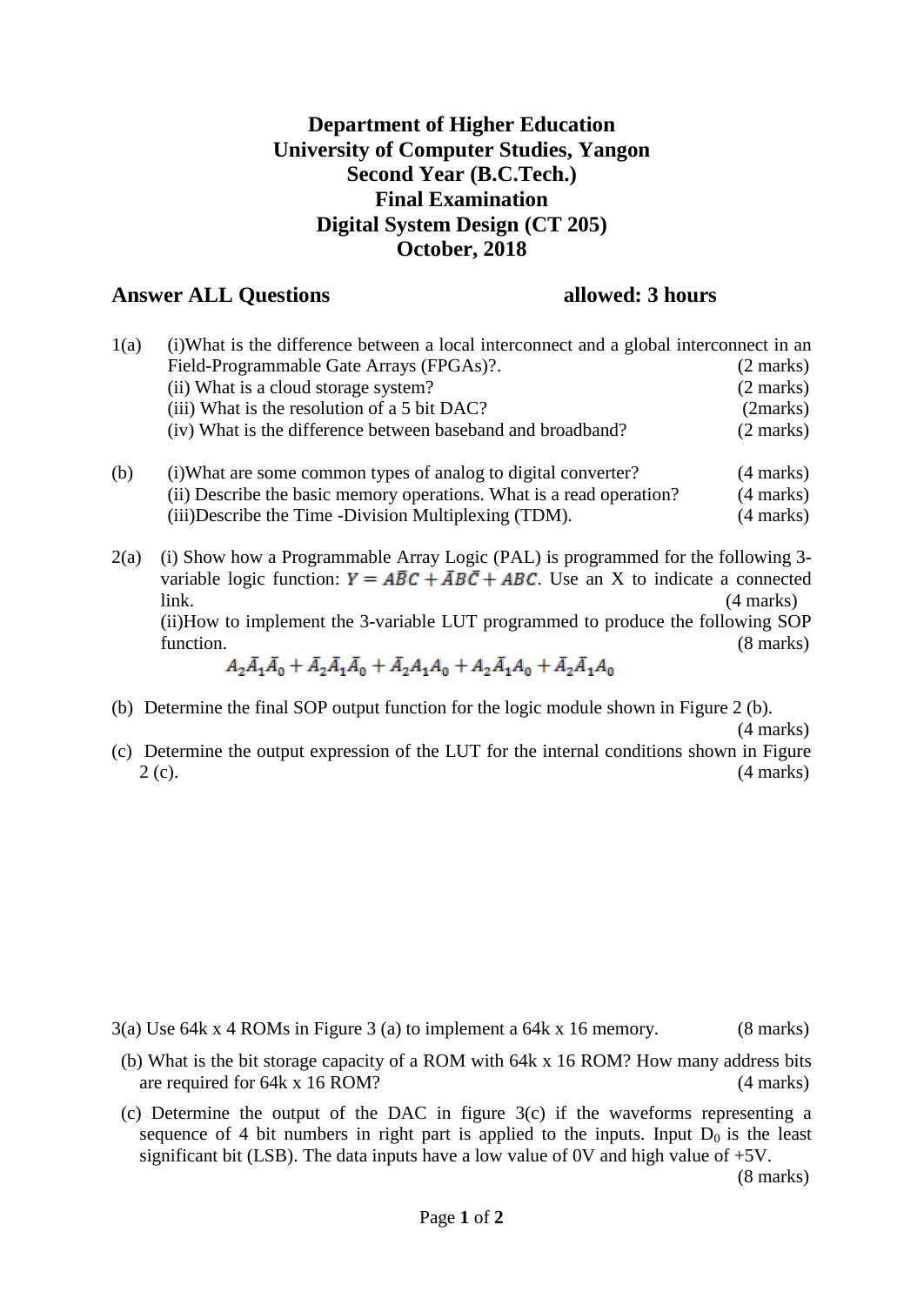# Department of Higher Education
# University of Computer Studies, Yangon
## Second Year (B.C.Tech.)
## Final Examination
## Digital System Design (CT 205)
## October, 2018

**Answer ALL Questions** **allowed: 3 hours**

1(a) (i)What is the difference between a local interconnect and a global interconnect in an Field-Programmable Gate Arrays (FPGAs)?. (2 marks)

(ii) What is a cloud storage system? (2 marks)

(iii) What is the resolution of a 5 bit DAC? (2marks)

(iv) What is the difference between baseband and broadband? (2 marks)

(b) (i)What are some common types of analog to digital converter? (4 marks)

(ii) Describe the basic memory operations. What is a read operation? (4 marks)

(iii)Describe the Time -Division Multiplexing (TDM). (4 marks)

2(a) (i) Show how a Programmable Array Logic (PAL) is programmed for the following 3-variable logic function: $Y = A\bar{B}C + \bar{A}B\bar{C} + ABC$. Use an X to indicate a connected link. (4 marks)

(ii)How to implement the 3-variable LUT programmed to produce the following SOP function. (8 marks)

$$A_2\bar{A}_1\bar{A}_0 + \bar{A}_2\bar{A}_1\bar{A}_0 + \bar{A}_2A_1A_0 + A_2\bar{A}_1A_0 + \bar{A}_2\bar{A}_1A_0$$

(b) Determine the final SOP output function for the logic module shown in Figure 2 (b). (4 marks)

(c) Determine the output expression of the LUT for the internal conditions shown in Figure 2 (c). (4 marks)

3(a) Use 64k x 4 ROMs in Figure 3 (a) to implement a 64k x 16 memory. (8 marks)

(b) What is the bit storage capacity of a ROM with 64k x 16 ROM? How many address bits are required for 64k x 16 ROM? (4 marks)

(c) Determine the output of the DAC in figure 3(c) if the waveforms representing a sequence of 4 bit numbers in right part is applied to the inputs. Input $D_0$ is the least significant bit (LSB). The data inputs have a low value of 0V and high value of +5V. (8 marks)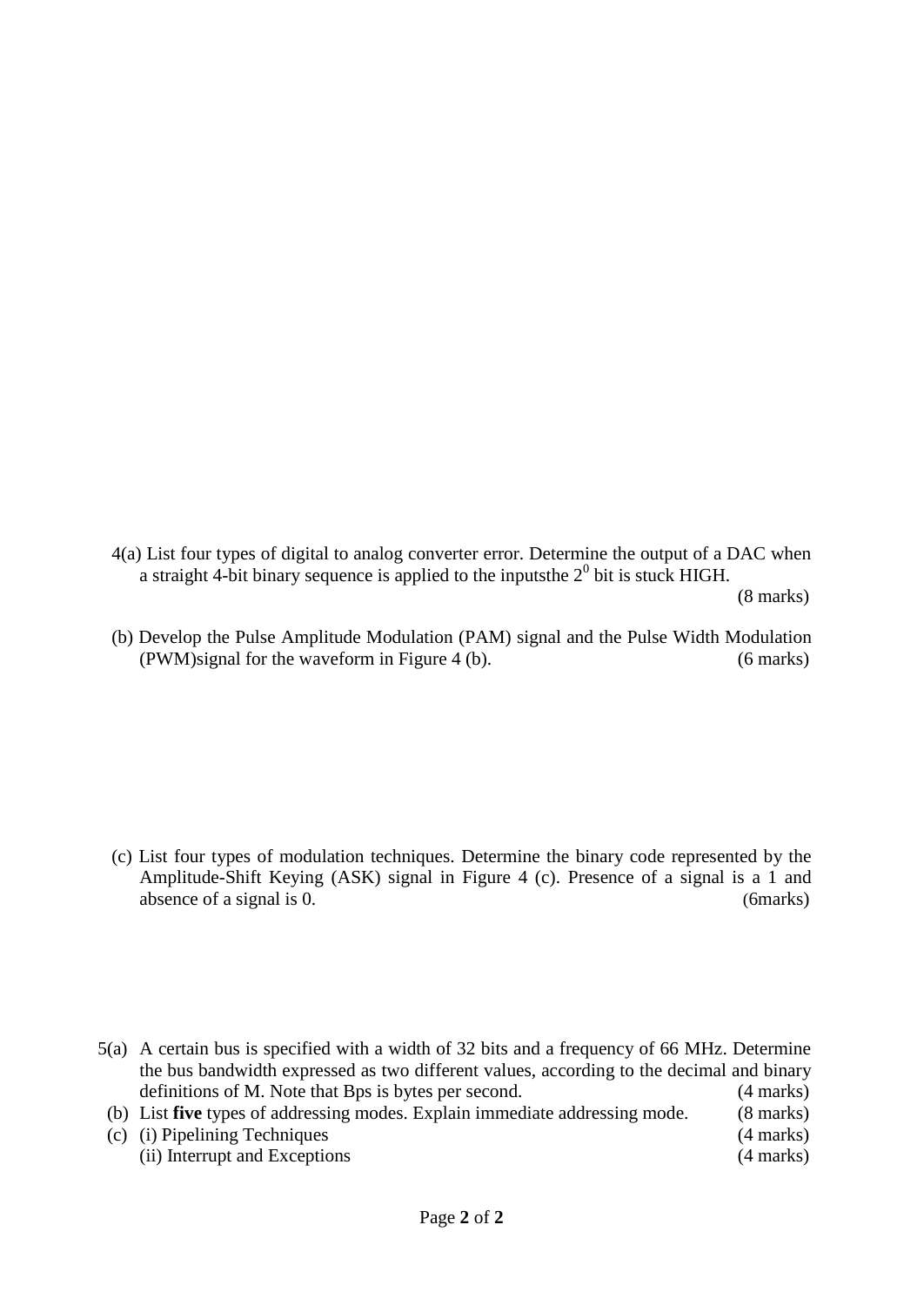4(a) List four types of digital to analog converter error. Determine the output of a DAC when a straight 4-bit binary sequence is applied to the inputsthe $2^0$ bit is stuck HIGH.

(8 marks)

(b) Develop the Pulse Amplitude Modulation (PAM) signal and the Pulse Width Modulation (PWM)signal for the waveform in Figure 4 (b). (6 marks)

(c) List four types of modulation techniques. Determine the binary code represented by the Amplitude-Shift Keying (ASK) signal in Figure 4 (c). Presence of a signal is a 1 and absence of a signal is 0. (6marks)

5(a) A certain bus is specified with a width of 32 bits and a frequency of 66 MHz. Determine the bus bandwidth expressed as two different values, according to the decimal and binary definitions of M. Note that Bps is bytes per second. (4 marks)

(b) List **five** types of addressing modes. Explain immediate addressing mode. (8 marks)

(c) (i) Pipelining Techniques (4 marks)

(ii) Interrupt and Exceptions (4 marks)